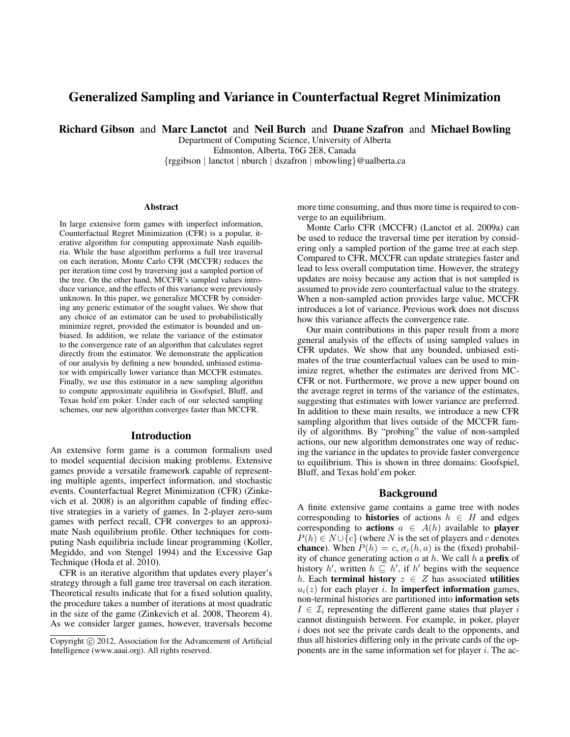# Generalized Sampling and Variance in Counterfactual Regret Minimization

**Richard Gibson** and **Marc Lanctot** and **Neil Burch** and **Duane Szafron** and **Michael Bowling**

Department of Computing Science, University of Alberta
Edmonton, Alberta, T6G 2E8, Canada
{rggibson | lanctot | nburch | dszafron | mbowling}@ualberta.ca

## Abstract

In large extensive form games with imperfect information, Counterfactual Regret Minimization (CFR) is a popular, iterative algorithm for computing approximate Nash equilibria. While the base algorithm performs a full tree traversal on each iteration, Monte Carlo CFR (MCCFR) reduces the per iteration time cost by traversing just a sampled portion of the tree. On the other hand, MCCFR's sampled values introduce variance, and the effects of this variance were previously unknown. In this paper, we generalize MCCFR by considering any generic estimator of the sought values. We show that any choice of an estimator can be used to probabilistically minimize regret, provided the estimator is bounded and unbiased. In addition, we relate the variance of the estimator to the convergence rate of an algorithm that calculates regret directly from the estimator. We demonstrate the application of our analysis by defining a new bounded, unbiased estimator with empirically lower variance than MCCFR estimates. Finally, we use this estimator in a new sampling algorithm to compute approximate equilibria in Goofspiel, Bluff, and Texas hold'em poker. Under each of our selected sampling schemes, our new algorithm converges faster than MCCFR.

## Introduction

An extensive form game is a common formalism used to model sequential decision making problems. Extensive games provide a versatile framework capable of representing multiple agents, imperfect information, and stochastic events. Counterfactual Regret Minimization (CFR) (Zinkevich et al. 2008) is an algorithm capable of finding effective strategies in a variety of games. In 2-player zero-sum games with perfect recall, CFR converges to an approximate Nash equilibrium profile. Other techniques for computing Nash equilibria include linear programming (Koller, Megiddo, and von Stengel 1994) and the Excessive Gap Technique (Hoda et al. 2010).

CFR is an iterative algorithm that updates every player's strategy through a full game tree traversal on each iteration. Theoretical results indicate that for a fixed solution quality, the procedure takes a number of iterations at most quadratic in the size of the game (Zinkevich et al. 2008, Theorem 4). As we consider larger games, however, traversals become more time consuming, and thus more time is required to converge to an equilibrium.

Monte Carlo CFR (MCCFR) (Lanctot et al. 2009a) can be used to reduce the traversal time per iteration by considering only a sampled portion of the game tree at each step. Compared to CFR, MCCFR can update strategies faster and lead to less overall computation time. However, the strategy updates are noisy because any action that is not sampled is assumed to provide zero counterfactual value to the strategy. When a non-sampled action provides large value, MCCFR introduces a lot of variance. Previous work does not discuss how this variance affects the convergence rate.

Our main contributions in this paper result from a more general analysis of the effects of using sampled values in CFR updates. We show that any bounded, unbiased estimates of the true counterfactual values can be used to minimize regret, whether the estimates are derived from MCCFR or not. Furthermore, we prove a new upper bound on the average regret in terms of the variance of the estimates, suggesting that estimates with lower variance are preferred. In addition to these main results, we introduce a new CFR sampling algorithm that lives outside of the MCCFR family of algorithms. By "probing" the value of non-sampled actions, our new algorithm demonstrates one way of reducing the variance in the updates to provide faster convergence to equilibrium. This is shown in three domains: Goofspiel, Bluff, and Texas hold'em poker.

## Background

A finite extensive game contains a game tree with nodes corresponding to **histories** of actions $h \in H$ and edges corresponding to **actions** $a \in A(h)$ available to **player** $P(h) \in N \cup \{c\}$ (where $N$ is the set of players and $c$ denotes **chance**). When $P(h) = c$, $\sigma_c(h, a)$ is the (fixed) probability of chance generating action $a$ at $h$. We call $h$ a **prefix** of history $h'$, written $h \sqsubseteq h'$, if $h'$ begins with the sequence $h$. Each **terminal history** $z \in Z$ has associated **utilities** $u_i(z)$ for each player $i$. In **imperfect information** games, non-terminal histories are partitioned into **information sets** $I \in \mathcal{I}_i$ representing the different game states that player $i$ cannot distinguish between. For example, in poker, player $i$ does not see the private cards dealt to the opponents, and thus all histories differing only in the private cards of the opponents are in the same information set for player $i$. The ac-

Copyright © 2012, Association for the Advancement of Artificial Intelligence (www.aaai.org). All rights reserved.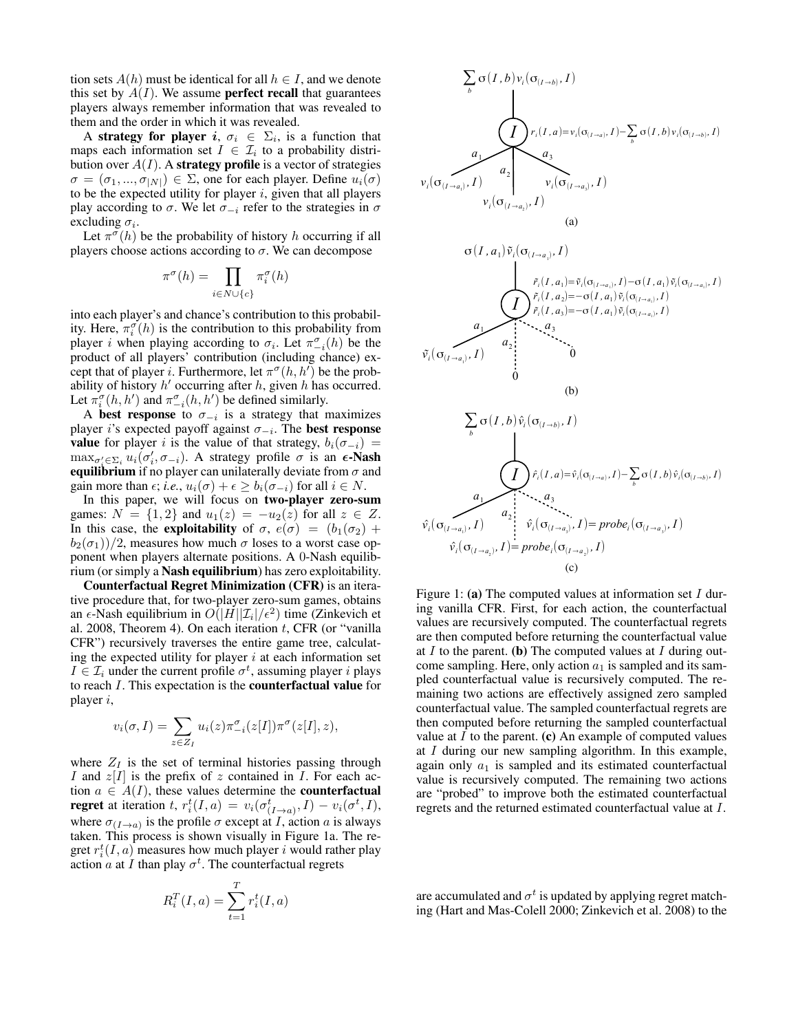tion sets $A(h)$ must be identical for all $h \in I$, and we denote this set by $A(I)$. We assume **perfect recall** that guarantees players always remember information that was revealed to them and the order in which it was revealed.

A **strategy for player $i$**, $\sigma_i \in \Sigma_i$, is a function that maps each information set $I \in \mathcal{I}_i$ to a probability distribution over $A(I)$. A **strategy profile** is a vector of strategies $\sigma = (\sigma_1, ..., \sigma_{|N|}) \in \Sigma$, one for each player. Define $u_i(\sigma)$ to be the expected utility for player $i$, given that all players play according to $\sigma$. We let $\sigma_{-i}$ refer to the strategies in $\sigma$ excluding $\sigma_i$.

Let $\pi^\sigma(h)$ be the probability of history $h$ occurring if all players choose actions according to $\sigma$. We can decompose

$$\pi^\sigma(h) = \prod_{i \in N \cup \{c\}} \pi_i^\sigma(h)$$

into each player's and chance's contribution to this probability. Here, $\pi_i^\sigma(h)$ is the contribution to this probability from player $i$ when playing according to $\sigma_i$. Let $\pi_{-i}^\sigma(h)$ be the product of all players' contribution (including chance) except that of player $i$. Furthermore, let $\pi^\sigma(h, h')$ be the probability of history $h'$ occurring after $h$, given $h$ has occurred. Let $\pi_i^\sigma(h, h')$ and $\pi_{-i}^\sigma(h, h')$ be defined similarly.

A **best response** to $\sigma_{-i}$ is a strategy that maximizes player $i$'s expected payoff against $\sigma_{-i}$. The **best response value** for player $i$ is the value of that strategy, $b_i(\sigma_{-i}) = \max_{\sigma'_i \in \Sigma_i} u_i(\sigma'_i, \sigma_{-i})$. A strategy profile $\sigma$ is an **$\epsilon$-Nash equilibrium** if no player can unilaterally deviate from $\sigma$ and gain more than $\epsilon$; *i.e.*, $u_i(\sigma) + \epsilon \geq b_i(\sigma_{-i})$ for all $i \in N$.

In this paper, we will focus on **two-player zero-sum** games: $N = \{1, 2\}$ and $u_1(z) = -u_2(z)$ for all $z \in Z$. In this case, the **exploitability** of $\sigma$, $e(\sigma) = (b_1(\sigma_2) + b_2(\sigma_1))/2$, measures how much $\sigma$ loses to a worst case opponent when players alternate positions. A 0-Nash equilibrium (or simply a **Nash equilibrium**) has zero exploitability.

**Counterfactual Regret Minimization (CFR)** is an iterative procedure that, for two-player zero-sum games, obtains an $\epsilon$-Nash equilibrium in $O(|H||\mathcal{I}_i|/\epsilon^2)$ time (Zinkevich et al. 2008, Theorem 4). On each iteration $t$, CFR (or "vanilla CFR") recursively traverses the entire game tree, calculating the expected utility for player $i$ at each information set $I \in \mathcal{I}_i$ under the current profile $\sigma^t$, assuming player $i$ plays to reach $I$. This expectation is the **counterfactual value** for player $i$,

$$v_i(\sigma, I) = \sum_{z \in Z_I} u_i(z) \pi_{-i}^\sigma(z[I]) \pi^\sigma(z[I], z),$$

where $Z_I$ is the set of terminal histories passing through $I$ and $z[I]$ is the prefix of $z$ contained in $I$. For each action $a \in A(I)$, these values determine the **counterfactual regret** at iteration $t$, $r_i^t(I, a) = v_i(\sigma^t_{(I \to a)}, I) - v_i(\sigma^t, I)$, where $\sigma_{(I \to a)}$ is the profile $\sigma$ except at $I$, action $a$ is always taken. This process is shown visually in Figure 1a. The regret $r_i^t(I, a)$ measures how much player $i$ would rather play action $a$ at $I$ than play $\sigma^t$. The counterfactual regrets

$$R_i^T(I, a) = \sum_{t=1}^{T} r_i^t(I, a)$$

are accumulated and $\sigma^t$ is updated by applying regret matching (Hart and Mas-Colell 2000; Zinkevich et al. 2008) to the

Figure 1: **(a)** The computed values at information set $I$ during vanilla CFR. First, for each action, the counterfactual values are recursively computed. The counterfactual regrets are then computed before returning the counterfactual value at $I$ to the parent. **(b)** The computed values at $I$ during outcome sampling. Here, only action $a_1$ is sampled and its sampled counterfactual value is recursively computed. The remaining two actions are effectively assigned zero sampled counterfactual value. The sampled counterfactual regrets are then computed before returning the sampled counterfactual value at $I$ to the parent. **(c)** An example of computed values at $I$ during our new sampling algorithm. In this example, again only $a_1$ is sampled and its estimated counterfactual value is recursively computed. The remaining two actions are "probed" to improve both the estimated counterfactual regrets and the returned estimated counterfactual value at $I$.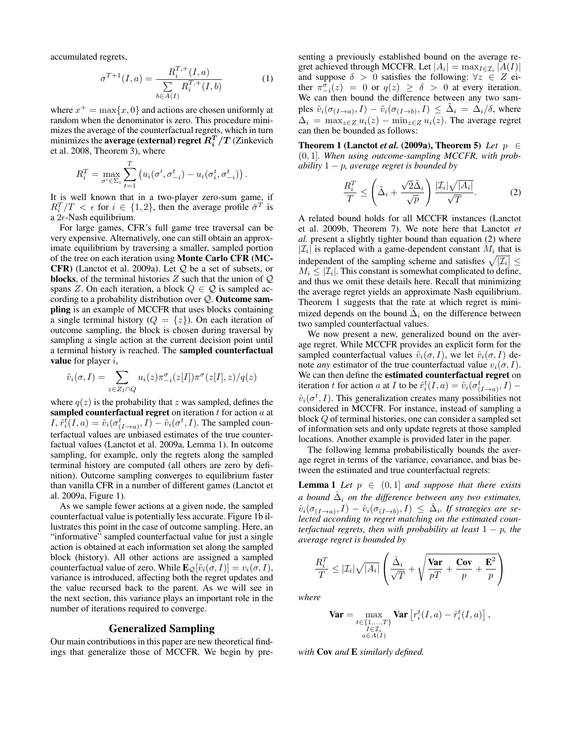accumulated regrets,

$$\sigma^{T+1}(I,a) = \frac{R_i^{T,+}(I,a)}{\sum\limits_{b \in A(I)} R_i^{T,+}(I,b)} \tag{1}$$

where $x^+ = \max\{x, 0\}$ and actions are chosen uniformly at random when the denominator is zero. This procedure minimizes the average of the counterfactual regrets, which in turn minimizes the **average (external) regret $R_i^T/T$** (Zinkevich et al. 2008, Theorem 3), where

$$R_i^T = \max_{\sigma' \in \Sigma_i} \sum_{t=1}^{T} \left( u_i(\sigma', \sigma_{-i}^t) - u_i(\sigma_i^t, \sigma_{-i}^t) \right).$$

It is well known that in a two-player zero-sum game, if $R_i^T/T < \epsilon$ for $i \in \{1, 2\}$, then the average profile $\bar{\sigma}^T$ is a $2\epsilon$-Nash equilibrium.

For large games, CFR's full game tree traversal can be very expensive. Alternatively, one can still obtain an approximate equilibrium by traversing a smaller, sampled portion of the tree on each iteration using **Monte Carlo CFR (MCCFR)** (Lanctot et al. 2009a). Let $\mathcal{Q}$ be a set of subsets, or **blocks**, of the terminal histories $Z$ such that the union of $\mathcal{Q}$ spans $Z$. On each iteration, a block $Q \in \mathcal{Q}$ is sampled according to a probability distribution over $\mathcal{Q}$. **Outcome sampling** is an example of MCCFR that uses blocks containing a single terminal history ($Q = \{z\}$). On each iteration of outcome sampling, the block is chosen during traversal by sampling a single action at the current decision point until a terminal history is reached. The **sampled counterfactual value** for player $i$,

$$\tilde{v}_i(\sigma, I) = \sum_{z \in Z_I \cap Q} u_i(z) \pi_{-i}^{\sigma}(z[I]) \pi^{\sigma}(z[I], z)/q(z)$$

where $q(z)$ is the probability that $z$ was sampled, defines the **sampled counterfactual regret** on iteration $t$ for action $a$ at $I$, $\tilde{r}_i^t(I,a) = \tilde{v}_i(\sigma_{(I \to a)}^t, I) - \tilde{v}_i(\sigma^t, I)$. The sampled counterfactual values are unbiased estimates of the true counterfactual values (Lanctot et al. 2009a, Lemma 1). In outcome sampling, for example, only the regrets along the sampled terminal history are computed (all others are zero by definition). Outcome sampling converges to equilibrium faster than vanilla CFR in a number of different games (Lanctot et al. 2009a, Figure 1).

As we sample fewer actions at a given node, the sampled counterfactual value is potentially less accurate. Figure 1b illustrates this point in the case of outcome sampling. Here, an "informative" sampled counterfactual value for just a single action is obtained at each information set along the sampled block (history). All other actions are assigned a sampled counterfactual value of zero. While $\mathbf{E}_{\mathcal{Q}}[\tilde{v}_i(\sigma, I)] = v_i(\sigma, I)$, variance is introduced, affecting both the regret updates and the value recursed back to the parent. As we will see in the next section, this variance plays an important role in the number of iterations required to converge.

## Generalized Sampling

Our main contributions in this paper are new theoretical findings that generalize those of MCCFR. We begin by presenting a previously established bound on the average regret achieved through MCCFR. Let $|A_i| = \max_{I \in \mathcal{I}_i} |A(I)|$ and suppose $\delta > 0$ satisfies the following: $\forall z \in Z$ either $\pi_{-i}^{\sigma}(z) = 0$ or $q(z) \geq \delta > 0$ at every iteration. We can then bound the difference between any two samples $\tilde{v}_i(\sigma_{(I \to a)}, I) - \tilde{v}_i(\sigma_{(I \to b)}, I) \leq \tilde{\Delta}_i = \Delta_i/\delta$, where $\Delta_i = \max_{z \in Z} u_i(z) - \min_{z \in Z} u_i(z)$. The average regret can then be bounded as follows:

**Theorem 1 (Lanctot *et al.* (2009a), Theorem 5)** *Let $p \in (0, 1]$. When using outcome-sampling MCCFR, with probability $1 - p$, average regret is bounded by*

$$\frac{R_i^T}{T} \leq \left( \tilde{\Delta}_i + \frac{\sqrt{2}\tilde{\Delta}_i}{\sqrt{p}} \right) \frac{|\mathcal{I}_i|\sqrt{|A_i|}}{\sqrt{T}}. \tag{2}$$

A related bound holds for all MCCFR instances (Lanctot et al. 2009b, Theorem 7). We note here that Lanctot *et al.* present a slightly tighter bound than equation (2) where $|\mathcal{I}_i|$ is replaced with a game-dependent constant $M_i$ that is independent of the sampling scheme and satisfies $\sqrt{|\mathcal{I}_i|} \leq M_i \leq |\mathcal{I}_i|$. This constant is somewhat complicated to define, and thus we omit these details here. Recall that minimizing the average regret yields an approximate Nash equilibrium. Theorem 1 suggests that the rate at which regret is minimized depends on the bound $\tilde{\Delta}_i$ on the difference between two sampled counterfactual values.

We now present a new, generalized bound on the average regret. While MCCFR provides an explicit form for the sampled counterfactual values $\tilde{v}_i(\sigma, I)$, we let $\hat{v}_i(\sigma, I)$ denote *any* estimator of the true counterfactual value $v_i(\sigma, I)$. We can then define the **estimated counterfactual regret** on iteration $t$ for action $a$ at $I$ to be $\hat{r}_i^t(I,a) = \hat{v}_i(\sigma_{(I \to a)}^t, I) - \hat{v}_i(\sigma^t, I)$. This generalization creates many possibilities not considered in MCCFR. For instance, instead of sampling a block $Q$ of terminal histories, one can consider a sampled set of information sets and only update regrets at those sampled locations. Another example is provided later in the paper.

The following lemma probabilistically bounds the average regret in terms of the variance, covariance, and bias between the estimated and true counterfactual regrets:

**Lemma 1** *Let $p \in (0, 1]$ and suppose that there exists a bound $\hat{\Delta}_i$ on the difference between any two estimates, $\hat{v}_i(\sigma_{(I \to a)}, I) - \hat{v}_i(\sigma_{(I \to b)}, I) \leq \hat{\Delta}_i$. If strategies are selected according to regret matching on the estimated counterfactual regrets, then with probability at least $1 - p$, the average regret is bounded by*

$$\frac{R_i^T}{T} \leq |\mathcal{I}_i|\sqrt{|A_i|} \left( \frac{\hat{\Delta}_i}{\sqrt{T}} + \sqrt{\frac{\mathbf{Var}}{pT} + \frac{\mathbf{Cov}}{p} + \frac{\mathbf{E}^2}{p}} \right)$$

*where*

$$\mathbf{Var} = \max_{\substack{t \in \{1, \ldots, T\} \\ I \in \mathcal{I}_i \\ a \in A(I)}} \mathbf{Var}\left[ r_i^t(I,a) - \hat{r}_i^t(I,a) \right],$$

*with* **Cov** *and* **E** *similarly defined.*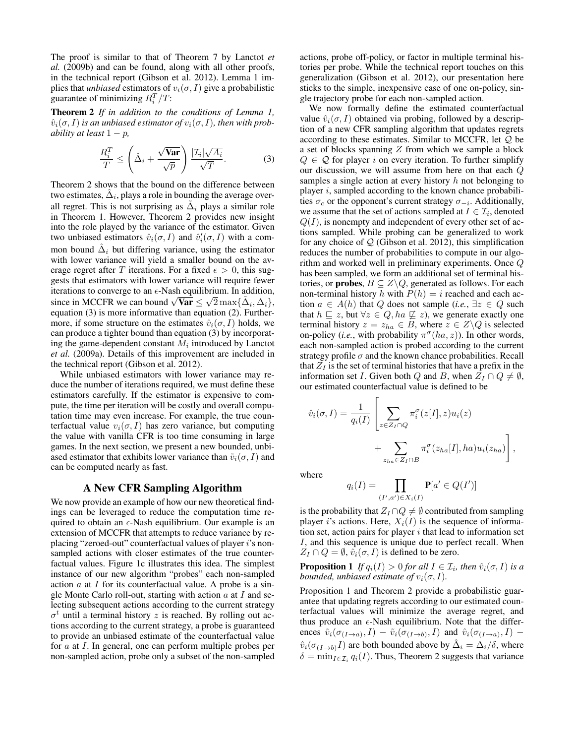The proof is similar to that of Theorem 7 by Lanctot *et al.* (2009b) and can be found, along with all other proofs, in the technical report (Gibson et al. 2012). Lemma 1 implies that *unbiased* estimators of $v_i(\sigma, I)$ give a probabilistic guarantee of minimizing $R_i^T/T$:

**Theorem 2** *If in addition to the conditions of Lemma 1, $\hat{v}_i(\sigma, I)$ is an unbiased estimator of $v_i(\sigma, I)$, then with probability at least $1-p$,*

$$\frac{R_i^T}{T} \leq \left(\hat{\Delta}_i + \frac{\sqrt{\mathbf{Var}}}{\sqrt{p}}\right) \frac{|\mathcal{I}_i|\sqrt{A_i}}{\sqrt{T}}. \tag{3}$$

Theorem 2 shows that the bound on the difference between two estimates, $\hat{\Delta}_i$, plays a role in bounding the average overall regret. This is not surprising as $\tilde{\Delta}_i$ plays a similar role in Theorem 1. However, Theorem 2 provides new insight into the role played by the variance of the estimator. Given two unbiased estimators $\hat{v}_i(\sigma, I)$ and $\hat{v}'_i(\sigma, I)$ with a common bound $\hat{\Delta}_i$ but differing variance, using the estimator with lower variance will yield a smaller bound on the average regret after $T$ iterations. For a fixed $\epsilon > 0$, this suggests that estimators with lower variance will require fewer iterations to converge to an $\epsilon$-Nash equilibrium. In addition, since in MCCFR we can bound $\sqrt{\mathbf{Var}} \leq \sqrt{2}\max\{\tilde{\Delta}_i, \Delta_i\}$, equation (3) is more informative than equation (2). Furthermore, if some structure on the estimates $\hat{v}_i(\sigma, I)$ holds, we can produce a tighter bound than equation (3) by incorporating the game-dependent constant $M_i$ introduced by Lanctot *et al.* (2009a). Details of this improvement are included in the technical report (Gibson et al. 2012).

While unbiased estimators with lower variance may reduce the number of iterations required, we must define these estimators carefully. If the estimator is expensive to compute, the time per iteration will be costly and overall computation time may even increase. For example, the true counterfactual value $v_i(\sigma, I)$ has zero variance, but computing the value with vanilla CFR is too time consuming in large games. In the next section, we present a new bounded, unbiased estimator that exhibits lower variance than $\tilde{v}_i(\sigma, I)$ and can be computed nearly as fast.

## A New CFR Sampling Algorithm

We now provide an example of how our new theoretical findings can be leveraged to reduce the computation time required to obtain an $\epsilon$-Nash equilibrium. Our example is an extension of MCCFR that attempts to reduce variance by replacing "zeroed-out" counterfactual values of player $i$'s non-sampled actions with closer estimates of the true counterfactual values. Figure 1c illustrates this idea. The simplest instance of our new algorithm "probes" each non-sampled action $a$ at $I$ for its counterfactual value. A probe is a single Monte Carlo roll-out, starting with action $a$ at $I$ and selecting subsequent actions according to the current strategy $\sigma^t$ until a terminal history $z$ is reached. By rolling out actions according to the current strategy, a probe is guaranteed to provide an unbiased estimate of the counterfactual value for $a$ at $I$. In general, one can perform multiple probes per non-sampled action, probe only a subset of the non-sampled actions, probe off-policy, or factor in multiple terminal histories per probe. While the technical report touches on this generalization (Gibson et al. 2012), our presentation here sticks to the simple, inexpensive case of one on-policy, single trajectory probe for each non-sampled action.

We now formally define the estimated counterfactual value $\hat{v}_i(\sigma, I)$ obtained via probing, followed by a description of a new CFR sampling algorithm that updates regrets according to these estimates. Similar to MCCFR, let $\mathcal{Q}$ be a set of blocks spanning $Z$ from which we sample a block $Q \in \mathcal{Q}$ for player $i$ on every iteration. To further simplify our discussion, we will assume from here on that each $Q$ samples a single action at every history $h$ not belonging to player $i$, sampled according to the known chance probabilities $\sigma_c$ or the opponent's current strategy $\sigma_{-i}$. Additionally, we assume that the set of actions sampled at $I \in \mathcal{I}_i$, denoted $Q(I)$, is nonempty and independent of every other set of actions sampled. While probing can be generalized to work for any choice of $\mathcal{Q}$ (Gibson et al. 2012), this simplification reduces the number of probabilities to compute in our algorithm and worked well in preliminary experiments. Once $Q$ has been sampled, we form an additional set of terminal histories, or **probes**, $B \subseteq Z \backslash Q$, generated as follows. For each non-terminal history $h$ with $P(h) = i$ reached and each action $a \in A(h)$ that $Q$ does not sample (*i.e.*, $\exists z \in Q$ such that $h \sqsubseteq z$, but $\forall z \in Q, ha \not\sqsubseteq z$), we generate exactly one terminal history $z = z_{ha} \in B$, where $z \in Z \backslash Q$ is selected on-policy (*i.e.*, with probability $\pi^\sigma(ha, z)$). In other words, each non-sampled action is probed according to the current strategy profile $\sigma$ and the known chance probabilities. Recall that $Z_I$ is the set of terminal histories that have a prefix in the information set $I$. Given both $Q$ and $B$, when $Z_I \cap Q \neq \emptyset$, our estimated counterfactual value is defined to be

$$\hat{v}_i(\sigma, I) = \frac{1}{q_i(I)}\left[\sum_{z \in Z_I \cap Q} \pi_i^\sigma(z[I], z)u_i(z) + \sum_{z_{ha} \in Z_I \cap B} \pi_i^\sigma(z_{ha}[I], ha)u_i(z_{ha})\right],$$

where

$$q_i(I) = \prod_{(I', a') \in X_i(I)} \mathbf{P}[a' \in Q(I')]$$

is the probability that $Z_I \cap Q \neq \emptyset$ contributed from sampling player $i$'s actions. Here, $X_i(I)$ is the sequence of information set, action pairs for player $i$ that lead to information set $I$, and this sequence is unique due to perfect recall. When $Z_I \cap Q = \emptyset$, $\hat{v}_i(\sigma, I)$ is defined to be zero.

**Proposition 1** *If $q_i(I) > 0$ for all $I \in \mathcal{I}_i$, then $\hat{v}_i(\sigma, I)$ is a bounded, unbiased estimate of $v_i(\sigma, I)$.*

Proposition 1 and Theorem 2 provide a probabilistic guarantee that updating regrets according to our estimated counterfactual values will minimize the average regret, and thus produce an $\epsilon$-Nash equilibrium. Note that the differences $\tilde{v}_i(\sigma_{(I\to a)}, I) - \tilde{v}_i(\sigma_{(I\to b)}, I)$ and $\hat{v}_i(\sigma_{(I\to a)}, I) - \hat{v}_i(\sigma_{(I\to b)} I)$ are both bounded above by $\hat{\Delta}_i = \Delta_i/\delta$, where $\delta = \min_{I \in \mathcal{I}_i} q_i(I)$. Thus, Theorem 2 suggests that variance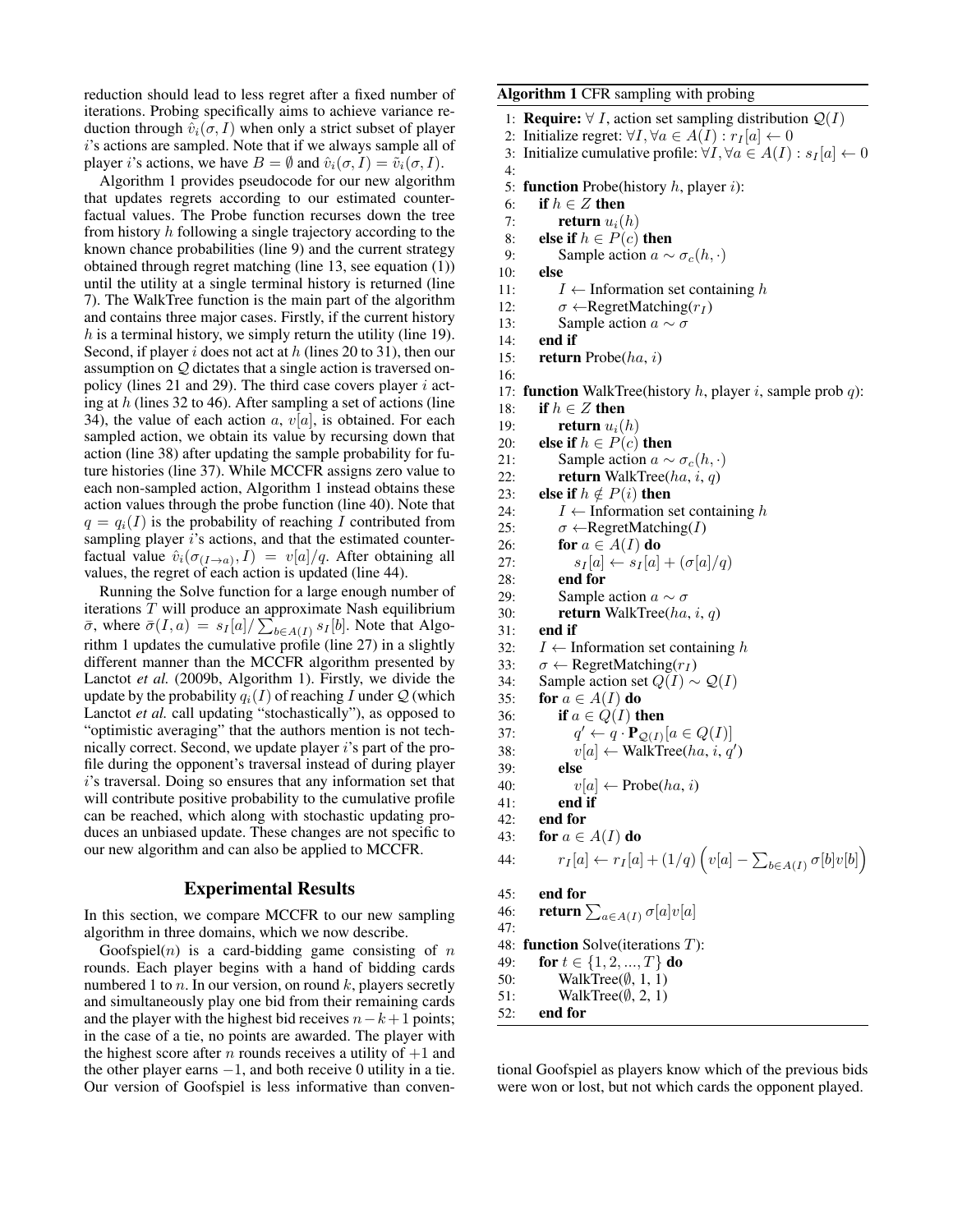reduction should lead to less regret after a fixed number of iterations. Probing specifically aims to achieve variance reduction through $\hat{v}_i(\sigma, I)$ when only a strict subset of player $i$'s actions are sampled. Note that if we always sample all of player $i$'s actions, we have $B = \emptyset$ and $\hat{v}_i(\sigma, I) = \tilde{v}_i(\sigma, I)$.

Algorithm 1 provides pseudocode for our new algorithm that updates regrets according to our estimated counterfactual values. The Probe function recurses down the tree from history $h$ following a single trajectory according to the known chance probabilities (line 9) and the current strategy obtained through regret matching (line 13, see equation (1)) until the utility at a single terminal history is returned (line 7). The WalkTree function is the main part of the algorithm and contains three major cases. Firstly, if the current history $h$ is a terminal history, we simply return the utility (line 19). Second, if player $i$ does not act at $h$ (lines 20 to 31), then our assumption on $\mathcal{Q}$ dictates that a single action is traversed on-policy (lines 21 and 29). The third case covers player $i$ acting at $h$ (lines 32 to 46). After sampling a set of actions (line 34), the value of each action $a$, $v[a]$, is obtained. For each sampled action, we obtain its value by recursing down that action (line 38) after updating the sample probability for future histories (line 37). While MCCFR assigns zero value to each non-sampled action, Algorithm 1 instead obtains these action values through the probe function (line 40). Note that $q = q_i(I)$ is the probability of reaching $I$ contributed from sampling player $i$'s actions, and that the estimated counterfactual value $\hat{v}_i(\sigma_{(I \to a)}, I) = v[a]/q$. After obtaining all values, the regret of each action is updated (line 44).

Running the Solve function for a large enough number of iterations $T$ will produce an approximate Nash equilibrium $\bar{\sigma}$, where $\bar{\sigma}(I, a) = s_I[a]/\sum_{b \in A(I)} s_I[b]$. Note that Algorithm 1 updates the cumulative profile (line 27) in a slightly different manner than the MCCFR algorithm presented by Lanctot *et al.* (2009b, Algorithm 1). Firstly, we divide the update by the probability $q_i(I)$ of reaching $I$ under $\mathcal{Q}$ (which Lanctot *et al.* call updating "stochastically"), as opposed to "optimistic averaging" that the authors mention is not technically correct. Second, we update player $i$'s part of the profile during the opponent's traversal instead of during player $i$'s traversal. Doing so ensures that any information set that will contribute positive probability to the cumulative profile can be reached, which along with stochastic updating produces an unbiased update. These changes are not specific to our new algorithm and can also be applied to MCCFR.

**Algorithm 1** CFR sampling with probing

```
1:  Require: ∀ I, action set sampling distribution Q(I)
2:  Initialize regret: ∀I, ∀a ∈ A(I) : r_I[a] ← 0
3:  Initialize cumulative profile: ∀I, ∀a ∈ A(I) : s_I[a] ← 0
4:
5:  function Probe(history h, player i):
6:      if h ∈ Z then
7:          return u_i(h)
8:      else if h ∈ P(c) then
9:          Sample action a ~ σ_c(h, ·)
10:     else
11:         I ← Information set containing h
12:         σ ← RegretMatching(r_I)
13:         Sample action a ~ σ
14:     end if
15:     return Probe(ha, i)
16:
17: function WalkTree(history h, player i, sample prob q):
18:     if h ∈ Z then
19:         return u_i(h)
20:     else if h ∈ P(c) then
21:         Sample action a ~ σ_c(h, ·)
22:         return WalkTree(ha, i, q)
23:     else if h ∉ P(i) then
24:         I ← Information set containing h
25:         σ ← RegretMatching(I)
26:         for a ∈ A(I) do
27:             s_I[a] ← s_I[a] + (σ[a]/q)
28:         end for
29:         Sample action a ~ σ
30:         return WalkTree(ha, i, q)
31:     end if
32:     I ← Information set containing h
33:     σ ← RegretMatching(r_I)
34:     Sample action set Q(I) ~ Q(I)
35:     for a ∈ A(I) do
36:         if a ∈ Q(I) then
37:             q' ← q · P_{Q(I)}[a ∈ Q(I)]
38:             v[a] ← WalkTree(ha, i, q')
39:         else
40:             v[a] ← Probe(ha, i)
41:         end if
42:     end for
43:     for a ∈ A(I) do
44:         r_I[a] ← r_I[a] + (1/q) (v[a] − Σ_{b∈A(I)} σ[b]v[b])
45:     end for
46:     return Σ_{a∈A(I)} σ[a]v[a]
47:
48: function Solve(iterations T):
49:     for t ∈ {1, 2, ..., T} do
50:         WalkTree(∅, 1, 1)
51:         WalkTree(∅, 2, 1)
52:     end for
```

## Experimental Results

In this section, we compare MCCFR to our new sampling algorithm in three domains, which we now describe.

Goofspiel($n$) is a card-bidding game consisting of $n$ rounds. Each player begins with a hand of bidding cards numbered 1 to $n$. In our version, on round $k$, players secretly and simultaneously play one bid from their remaining cards and the player with the highest bid receives $n - k + 1$ points; in the case of a tie, no points are awarded. The player with the highest score after $n$ rounds receives a utility of $+1$ and the other player earns $-1$, and both receive 0 utility in a tie. Our version of Goofspiel is less informative than conventional Goofspiel as players know which of the previous bids were won or lost, but not which cards the opponent played.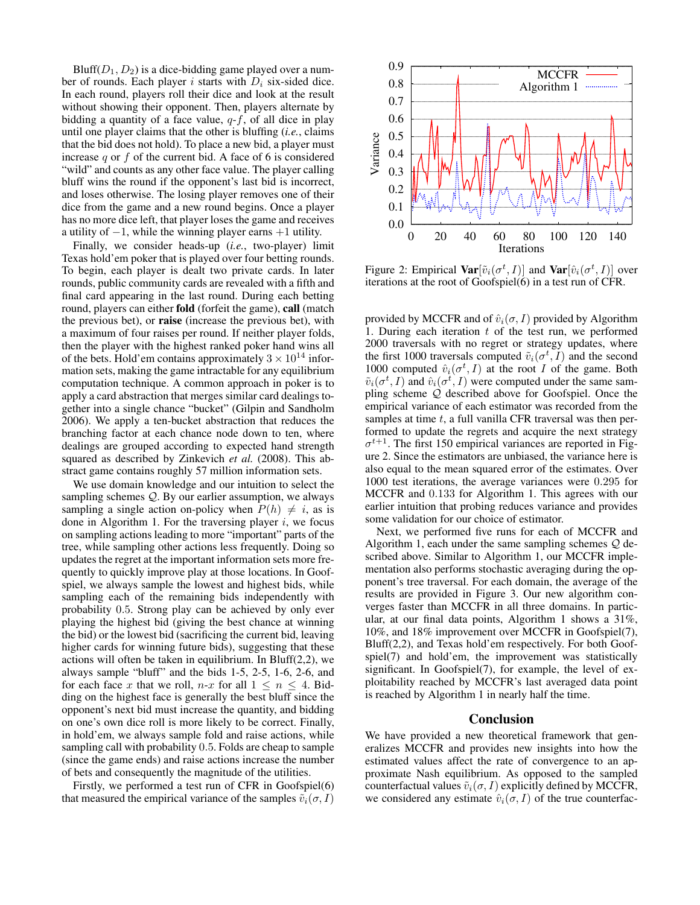Bluff($D_1, D_2$) is a dice-bidding game played over a number of rounds. Each player $i$ starts with $D_i$ six-sided dice. In each round, players roll their dice and look at the result without showing their opponent. Then, players alternate by bidding a quantity of a face value, $q$-$f$, of all dice in play until one player claims that the other is bluffing (*i.e.*, claims that the bid does not hold). To place a new bid, a player must increase $q$ or $f$ of the current bid. A face of 6 is considered "wild" and counts as any other face value. The player calling bluff wins the round if the opponent's last bid is incorrect, and loses otherwise. The losing player removes one of their dice from the game and a new round begins. Once a player has no more dice left, that player loses the game and receives a utility of $-1$, while the winning player earns $+1$ utility.

Finally, we consider heads-up (*i.e.*, two-player) limit Texas hold'em poker that is played over four betting rounds. To begin, each player is dealt two private cards. In later rounds, public community cards are revealed with a fifth and final card appearing in the last round. During each betting round, players can either **fold** (forfeit the game), **call** (match the previous bet), or **raise** (increase the previous bet), with a maximum of four raises per round. If neither player folds, then the player with the highest ranked poker hand wins all of the bets. Hold'em contains approximately $3 \times 10^{14}$ information sets, making the game intractable for any equilibrium computation technique. A common approach in poker is to apply a card abstraction that merges similar card dealings together into a single chance "bucket" (Gilpin and Sandholm 2006). We apply a ten-bucket abstraction that reduces the branching factor at each chance node down to ten, where dealings are grouped according to expected hand strength squared as described by Zinkevich *et al.* (2008). This abstract game contains roughly 57 million information sets.

We use domain knowledge and our intuition to select the sampling schemes $\mathcal{Q}$. By our earlier assumption, we always sampling a single action on-policy when $P(h) \neq i$, as is done in Algorithm 1. For the traversing player $i$, we focus on sampling actions leading to more "important" parts of the tree, while sampling other actions less frequently. Doing so updates the regret at the important information sets more frequently to quickly improve play at those locations. In Goofspiel, we always sample the lowest and highest bids, while sampling each of the remaining bids independently with probability 0.5. Strong play can be achieved by only ever playing the highest bid (giving the best chance at winning the bid) or the lowest bid (sacrificing the current bid, leaving higher cards for winning future bids), suggesting that these actions will often be taken in equilibrium. In Bluff(2,2), we always sample "bluff" and the bids 1-5, 2-5, 1-6, 2-6, and for each face $x$ that we roll, $n$-$x$ for all $1 \leq n \leq 4$. Bidding on the highest face is generally the best bluff since the opponent's next bid must increase the quantity, and bidding on one's own dice roll is more likely to be correct. Finally, in hold'em, we always sample fold and raise actions, while sampling call with probability 0.5. Folds are cheap to sample (since the game ends) and raise actions increase the number of bets and consequently the magnitude of the utilities.

Firstly, we performed a test run of CFR in Goofspiel(6) that measured the empirical variance of the samples $\tilde{v}_i(\sigma, I)$ provided by MCCFR and of $\hat{v}_i(\sigma, I)$ provided by Algorithm 1. During each iteration $t$ of the test run, we performed 2000 traversals with no regret or strategy updates, where the first 1000 traversals computed $\tilde{v}_i(\sigma^t, I)$ and the second 1000 computed $\hat{v}_i(\sigma^t, I)$ at the root $I$ of the game. Both $\tilde{v}_i(\sigma^t, I)$ and $\hat{v}_i(\sigma^t, I)$ were computed under the same sampling scheme $\mathcal{Q}$ described above for Goofspiel. Once the empirical variance of each estimator was recorded from the samples at time $t$, a full vanilla CFR traversal was then performed to update the regrets and acquire the next strategy $\sigma^{t+1}$. The first 150 empirical variances are reported in Figure 2. Since the estimators are unbiased, the variance here is also equal to the mean squared error of the estimates. Over 1000 test iterations, the average variances were 0.295 for MCCFR and 0.133 for Algorithm 1. This agrees with our earlier intuition that probing reduces variance and provides some validation for our choice of estimator.

Figure 2: Empirical $\mathbf{Var}[\tilde{v}_i(\sigma^t, I)]$ and $\mathbf{Var}[\hat{v}_i(\sigma^t, I)]$ over iterations at the root of Goofspiel(6) in a test run of CFR.

Next, we performed five runs for each of MCCFR and Algorithm 1, each under the same sampling schemes $\mathcal{Q}$ described above. Similar to Algorithm 1, our MCCFR implementation also performs stochastic averaging during the opponent's tree traversal. For each domain, the average of the results are provided in Figure 3. Our new algorithm converges faster than MCCFR in all three domains. In particular, at our final data points, Algorithm 1 shows a 31%, 10%, and 18% improvement over MCCFR in Goofspiel(7), Bluff(2,2), and Texas hold'em respectively. For both Goofspiel(7) and hold'em, the improvement was statistically significant. In Goofspiel(7), for example, the level of exploitability reached by MCCFR's last averaged data point is reached by Algorithm 1 in nearly half the time.

## Conclusion

We have provided a new theoretical framework that generalizes MCCFR and provides new insights into how the estimated values affect the rate of convergence to an approximate Nash equilibrium. As opposed to the sampled counterfactual values $\tilde{v}_i(\sigma, I)$ explicitly defined by MCCFR, we considered any estimate $\hat{v}_i(\sigma, I)$ of the true counterfac-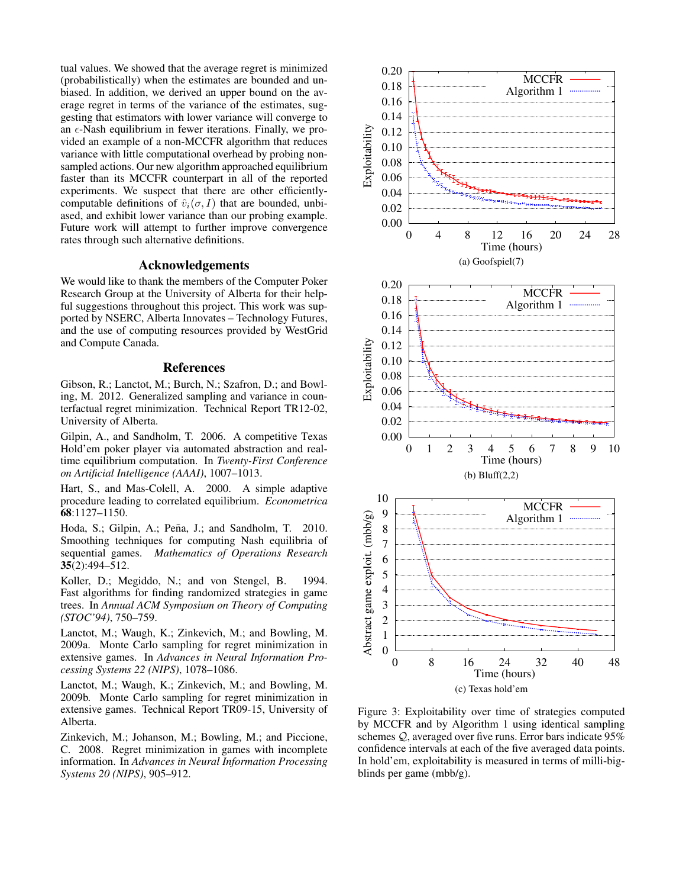tual values. We showed that the average regret is minimized (probabilistically) when the estimates are bounded and unbiased. In addition, we derived an upper bound on the average regret in terms of the variance of the estimates, suggesting that estimators with lower variance will converge to an $\epsilon$-Nash equilibrium in fewer iterations. Finally, we provided an example of a non-MCCFR algorithm that reduces variance with little computational overhead by probing non-sampled actions. Our new algorithm approached equilibrium faster than its MCCFR counterpart in all of the reported experiments. We suspect that there are other efficiently-computable definitions of $\hat{v}_i(\sigma, I)$ that are bounded, unbiased, and exhibit lower variance than our probing example. Future work will attempt to further improve convergence rates through such alternative definitions.

## Acknowledgements

We would like to thank the members of the Computer Poker Research Group at the University of Alberta for their helpful suggestions throughout this project. This work was supported by NSERC, Alberta Innovates – Technology Futures, and the use of computing resources provided by WestGrid and Compute Canada.

## References

Gibson, R.; Lanctot, M.; Burch, N.; Szafron, D.; and Bowling, M. 2012. Generalized sampling and variance in counterfactual regret minimization. Technical Report TR12-02, University of Alberta.

Gilpin, A., and Sandholm, T. 2006. A competitive Texas Hold'em poker player via automated abstraction and real-time equilibrium computation. In *Twenty-First Conference on Artificial Intelligence (AAAI)*, 1007–1013.

Hart, S., and Mas-Colell, A. 2000. A simple adaptive procedure leading to correlated equilibrium. *Econometrica* **68**:1127–1150.

Hoda, S.; Gilpin, A.; Peña, J.; and Sandholm, T. 2010. Smoothing techniques for computing Nash equilibria of sequential games. *Mathematics of Operations Research* **35**(2):494–512.

Koller, D.; Megiddo, N.; and von Stengel, B. 1994. Fast algorithms for finding randomized strategies in game trees. In *Annual ACM Symposium on Theory of Computing (STOC'94)*, 750–759.

Lanctot, M.; Waugh, K.; Zinkevich, M.; and Bowling, M. 2009a. Monte Carlo sampling for regret minimization in extensive games. In *Advances in Neural Information Processing Systems 22 (NIPS)*, 1078–1086.

Lanctot, M.; Waugh, K.; Zinkevich, M.; and Bowling, M. 2009b. Monte Carlo sampling for regret minimization in extensive games. Technical Report TR09-15, University of Alberta.

Zinkevich, M.; Johanson, M.; Bowling, M.; and Piccione, C. 2008. Regret minimization in games with incomplete information. In *Advances in Neural Information Processing Systems 20 (NIPS)*, 905–912.

MCCFR
Algorithm 1
Exploitability
Time (hours)

(a) Goofspiel(7)

MCCFR
Algorithm 1
Exploitability
Time (hours)

(b) Bluff(2,2)

MCCFR
Algorithm 1
Abstract game exploit. (mbb/g)
Time (hours)

(c) Texas hold'em

Figure 3: Exploitability over time of strategies computed by MCCFR and by Algorithm 1 using identical sampling schemes $\mathcal{Q}$, averaged over five runs. Error bars indicate 95% confidence intervals at each of the five averaged data points. In hold'em, exploitability is measured in terms of milli-big-blinds per game (mbb/g).